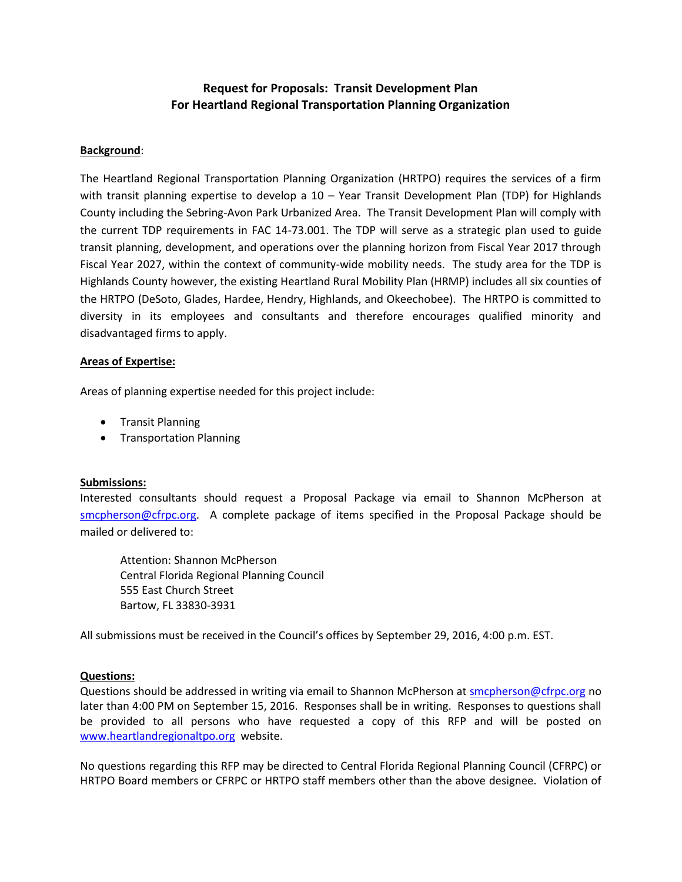# Request for Proposals: Transit Development Plan
# For Heartland Regional Transportation Planning Organization

**Background**:

The Heartland Regional Transportation Planning Organization (HRTPO) requires the services of a firm with transit planning expertise to develop a 10 – Year Transit Development Plan (TDP) for Highlands County including the Sebring-Avon Park Urbanized Area. The Transit Development Plan will comply with the current TDP requirements in FAC 14-73.001. The TDP will serve as a strategic plan used to guide transit planning, development, and operations over the planning horizon from Fiscal Year 2017 through Fiscal Year 2027, within the context of community-wide mobility needs. The study area for the TDP is Highlands County however, the existing Heartland Rural Mobility Plan (HRMP) includes all six counties of the HRTPO (DeSoto, Glades, Hardee, Hendry, Highlands, and Okeechobee). The HRTPO is committed to diversity in its employees and consultants and therefore encourages qualified minority and disadvantaged firms to apply.

**Areas of Expertise:**

Areas of planning expertise needed for this project include:

- Transit Planning
- Transportation Planning

**Submissions:**

Interested consultants should request a Proposal Package via email to Shannon McPherson at smcpherson@cfrpc.org. A complete package of items specified in the Proposal Package should be mailed or delivered to:

Attention: Shannon McPherson
Central Florida Regional Planning Council
555 East Church Street
Bartow, FL 33830-3931

All submissions must be received in the Council's offices by September 29, 2016, 4:00 p.m. EST.

**Questions:**

Questions should be addressed in writing via email to Shannon McPherson at smcpherson@cfrpc.org no later than 4:00 PM on September 15, 2016. Responses shall be in writing. Responses to questions shall be provided to all persons who have requested a copy of this RFP and will be posted on www.heartlandregionaltpo.org website.

No questions regarding this RFP may be directed to Central Florida Regional Planning Council (CFRPC) or HRTPO Board members or CFRPC or HRTPO staff members other than the above designee. Violation of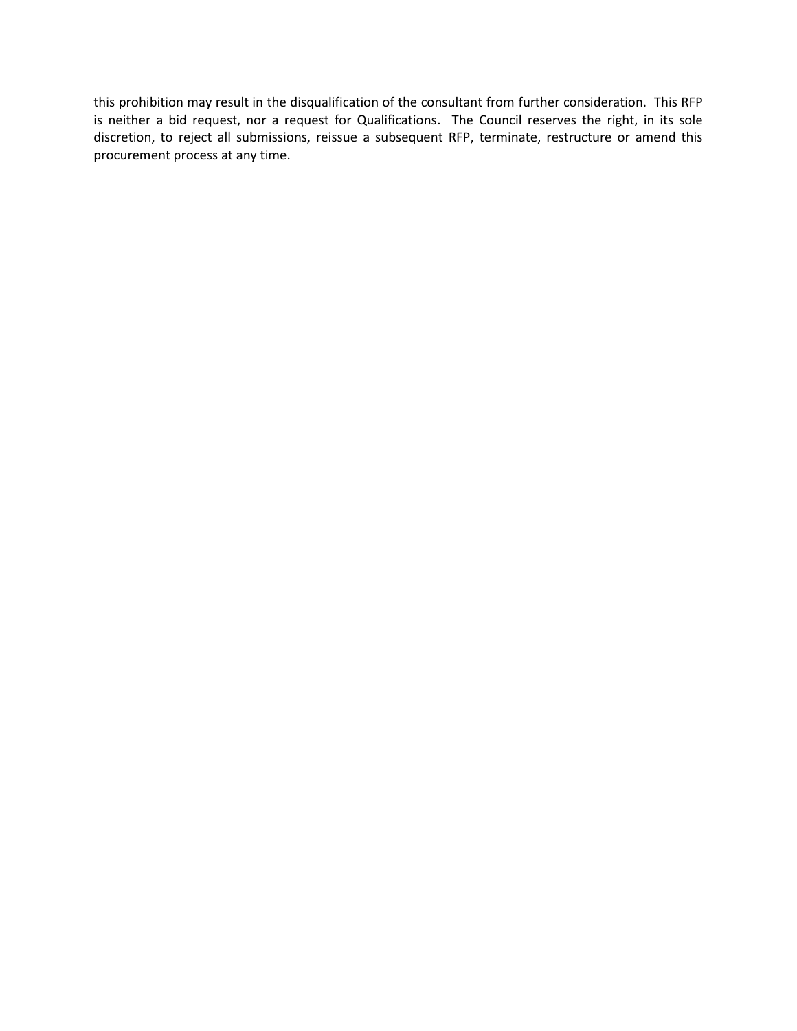this prohibition may result in the disqualification of the consultant from further consideration. This RFP is neither a bid request, nor a request for Qualifications. The Council reserves the right, in its sole discretion, to reject all submissions, reissue a subsequent RFP, terminate, restructure or amend this procurement process at any time.